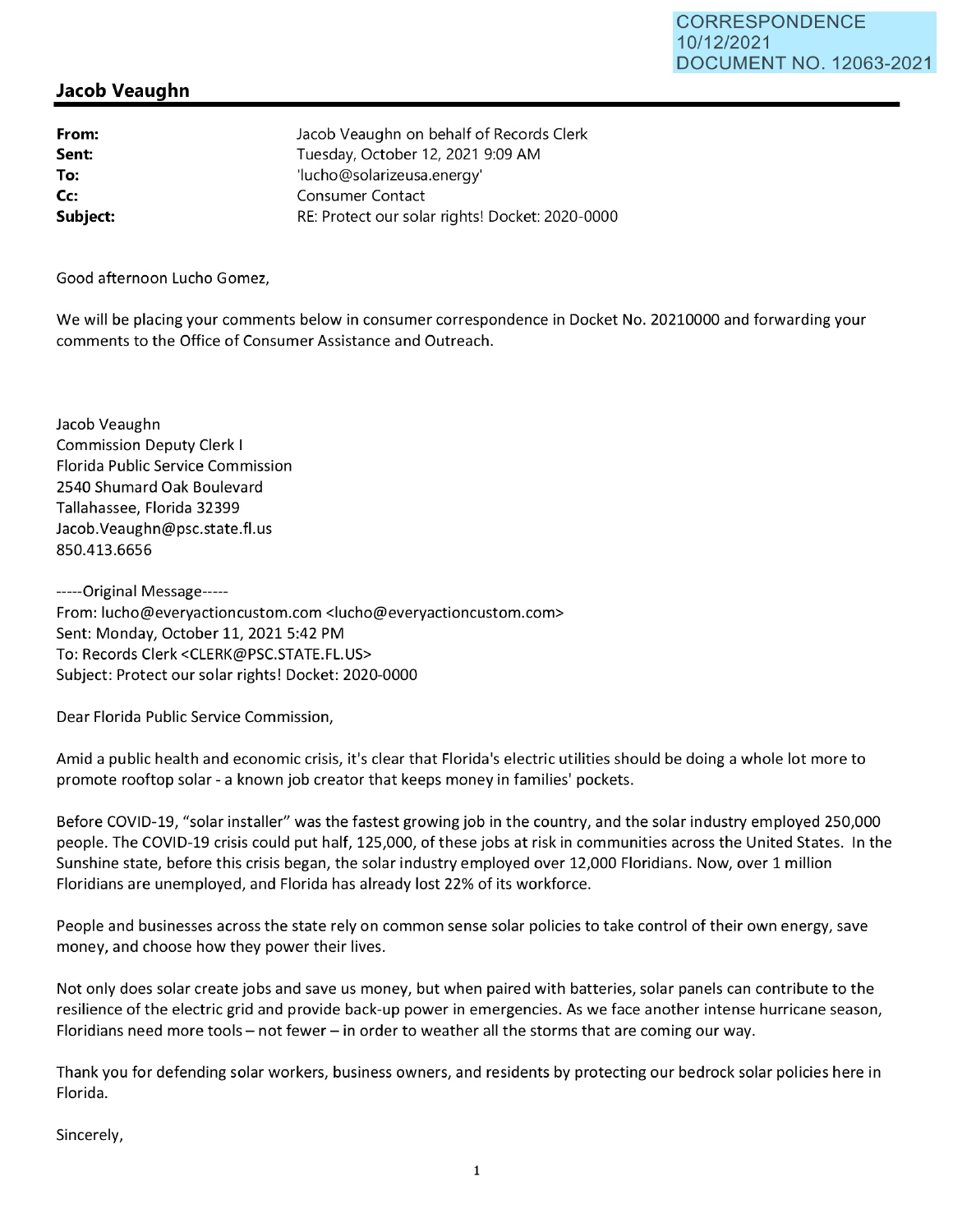CORRESPONDENCE
10/12/2021
DOCUMENT NO. 12063-2021

## Jacob Veaughn

| | |
|---|---|
| **From:** | Jacob Veaughn on behalf of Records Clerk |
| **Sent:** | Tuesday, October 12, 2021 9:09 AM |
| **To:** | 'lucho@solarizeusa.energy' |
| **Cc:** | Consumer Contact |
| **Subject:** | RE: Protect our solar rights! Docket: 2020-0000 |

Good afternoon Lucho Gomez,

We will be placing your comments below in consumer correspondence in Docket No. 20210000 and forwarding your comments to the Office of Consumer Assistance and Outreach.

Jacob Veaughn
Commission Deputy Clerk I
Florida Public Service Commission
2540 Shumard Oak Boulevard
Tallahassee, Florida 32399
Jacob.Veaughn@psc.state.fl.us
850.413.6656

-----Original Message-----
From: lucho@everyactioncustom.com <lucho@everyactioncustom.com>
Sent: Monday, October 11, 2021 5:42 PM
To: Records Clerk <CLERK@PSC.STATE.FL.US>
Subject: Protect our solar rights! Docket: 2020-0000

Dear Florida Public Service Commission,

Amid a public health and economic crisis, it's clear that Florida's electric utilities should be doing a whole lot more to promote rooftop solar - a known job creator that keeps money in families' pockets.

Before COVID-19, "solar installer" was the fastest growing job in the country, and the solar industry employed 250,000 people. The COVID-19 crisis could put half, 125,000, of these jobs at risk in communities across the United States. In the Sunshine state, before this crisis began, the solar industry employed over 12,000 Floridians. Now, over 1 million Floridians are unemployed, and Florida has already lost 22% of its workforce.

People and businesses across the state rely on common sense solar policies to take control of their own energy, save money, and choose how they power their lives.

Not only does solar create jobs and save us money, but when paired with batteries, solar panels can contribute to the resilience of the electric grid and provide back-up power in emergencies. As we face another intense hurricane season, Floridians need more tools – not fewer – in order to weather all the storms that are coming our way.

Thank you for defending solar workers, business owners, and residents by protecting our bedrock solar policies here in Florida.

Sincerely,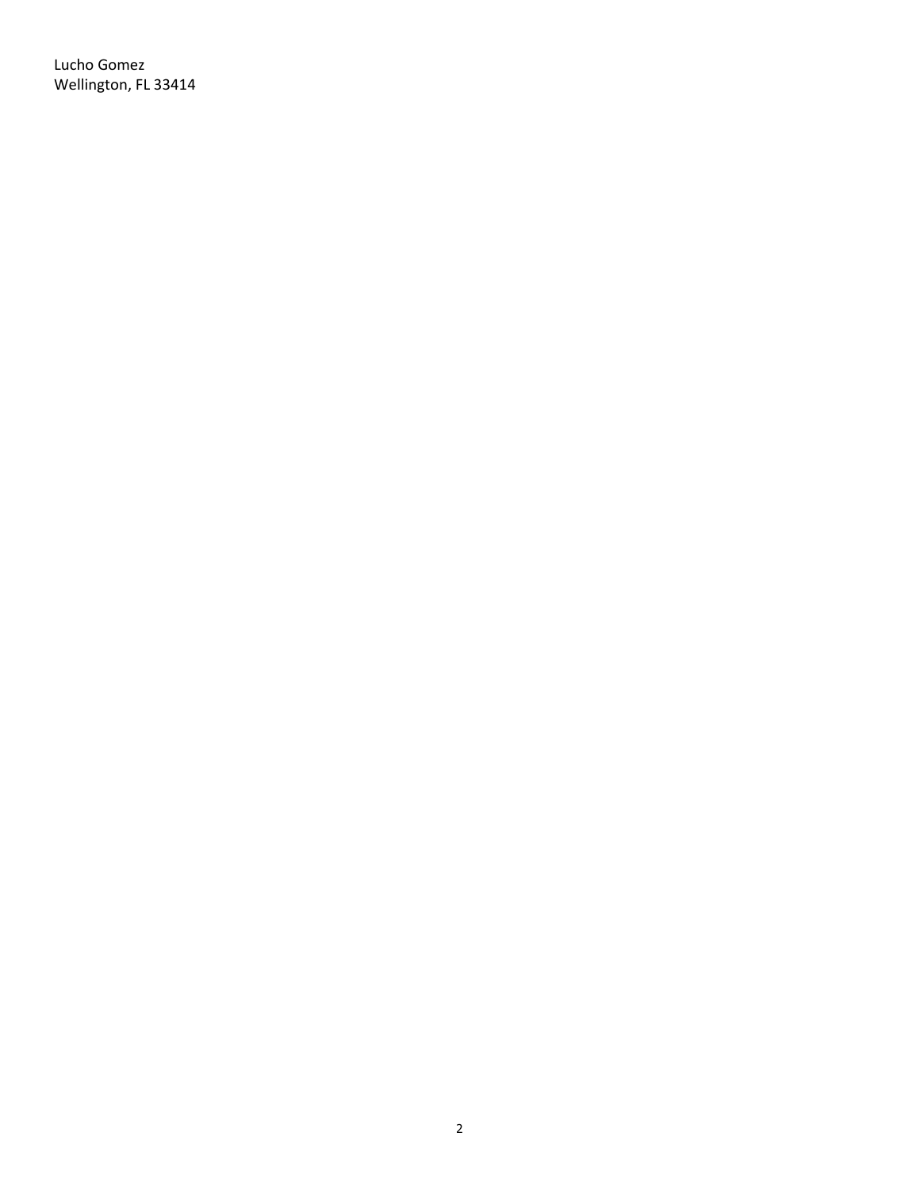Lucho Gomez
Wellington, FL 33414